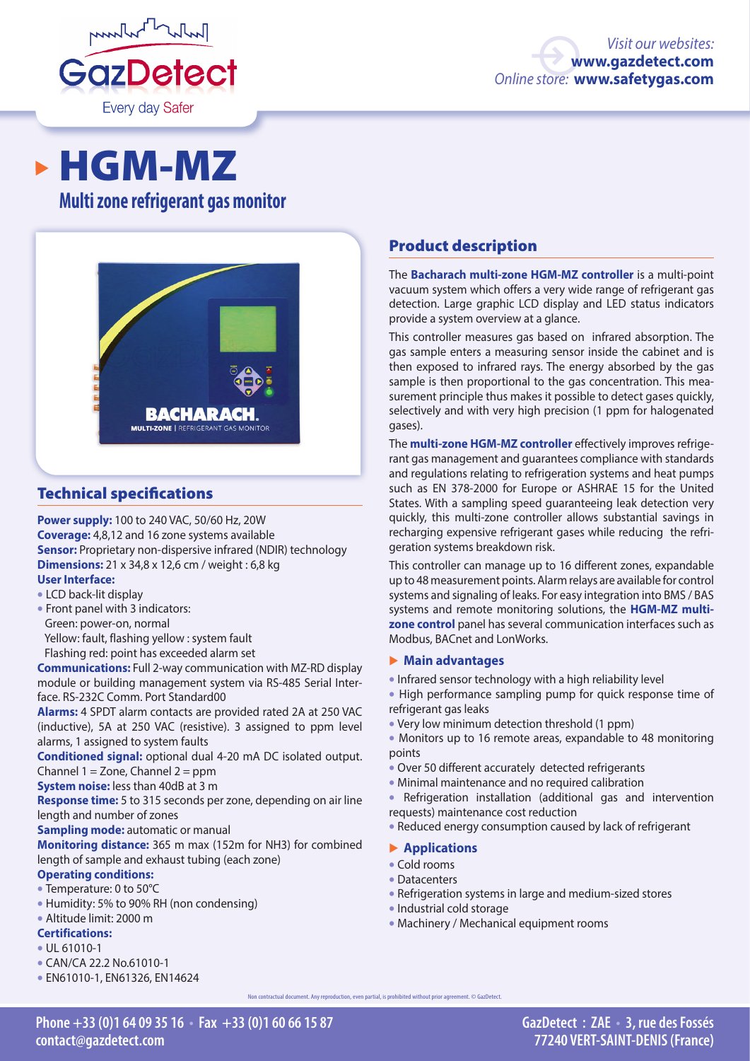*Visit our websites:* **www.gazdetect.com**
*Online store:* **www.safetygas.com**

# HGM-MZ

## Multi zone refrigerant gas monitor

## Product description

The **Bacharach multi-zone HGM-MZ controller** is a multi-point vacuum system which offers a very wide range of refrigerant gas detection. Large graphic LCD display and LED status indicators provide a system overview at a glance.

This controller measures gas based on infrared absorption. The gas sample enters a measuring sensor inside the cabinet and is then exposed to infrared rays. The energy absorbed by the gas sample is then proportional to the gas concentration. This measurement principle thus makes it possible to detect gases quickly, selectively and with very high precision (1 ppm for halogenated gases).

The **multi-zone HGM-MZ controller** effectively improves refrigerant gas management and guarantees compliance with standards and regulations relating to refrigeration systems and heat pumps such as EN 378-2000 for Europe or ASHRAE 15 for the United States. With a sampling speed guaranteeing leak detection very quickly, this multi-zone controller allows substantial savings in recharging expensive refrigerant gases while reducing the refrigeration systems breakdown risk.

This controller can manage up to 16 different zones, expandable up to 48 measurement points. Alarm relays are available for control systems and signaling of leaks. For easy integration into BMS / BAS systems and remote monitoring solutions, the **HGM-MZ multi-zone control** panel has several communication interfaces such as Modbus, BACnet and LonWorks.

### Main advantages

- Infrared sensor technology with a high reliability level
- High performance sampling pump for quick response time of refrigerant gas leaks
- Very low minimum detection threshold (1 ppm)
- Monitors up to 16 remote areas, expandable to 48 monitoring points
- Over 50 different accurately detected refrigerants
- Minimal maintenance and no required calibration
- Refrigeration installation (additional gas and intervention requests) maintenance cost reduction
- Reduced energy consumption caused by lack of refrigerant

### Applications

- Cold rooms
- Datacenters
- Refrigeration systems in large and medium-sized stores
- Industrial cold storage
- Machinery / Mechanical equipment rooms

## Technical specifications

**Power supply:** 100 to 240 VAC, 50/60 Hz, 20W
**Coverage:** 4,8,12 and 16 zone systems available
**Sensor:** Proprietary non-dispersive infrared (NDIR) technology
**Dimensions:** 21 x 34,8 x 12,6 cm / weight : 6,8 kg
**User Interface:**

- LCD back-lit display
- Front panel with 3 indicators:
  Green: power-on, normal
  Yellow: fault, flashing yellow : system fault
  Flashing red: point has exceeded alarm set

**Communications:** Full 2-way communication with MZ-RD display module or building management system via RS-485 Serial Interface. RS-232C Comm. Port Standard00
**Alarms:** 4 SPDT alarm contacts are provided rated 2A at 250 VAC (inductive), 5A at 250 VAC (resistive). 3 assigned to ppm level alarms, 1 assigned to system faults
**Conditioned signal:** optional dual 4-20 mA DC isolated output. Channel 1 = Zone, Channel 2 = ppm
**System noise:** less than 40dB at 3 m
**Response time:** 5 to 315 seconds per zone, depending on air line length and number of zones
**Sampling mode:** automatic or manual
**Monitoring distance:** 365 m max (152m for NH3) for combined length of sample and exhaust tubing (each zone)
**Operating conditions:**

- Temperature: 0 to 50°C
- Humidity: 5% to 90% RH (non condensing)
- Altitude limit: 2000 m

**Certifications:**

- UL 61010-1
- CAN/CA 22.2 No.61010-1
- EN61010-1, EN61326, EN14624

Non contractual document. Any reproduction, even partial, is prohibited without prior agreement. © GazDetect.

**Phone +33 (0)1 64 09 35 16 • Fax +33 (0)1 60 66 15 87**
**contact@gazdetect.com**

**GazDetect : ZAE • 3, rue des Fossés**
**77240 VERT-SAINT-DENIS (France)**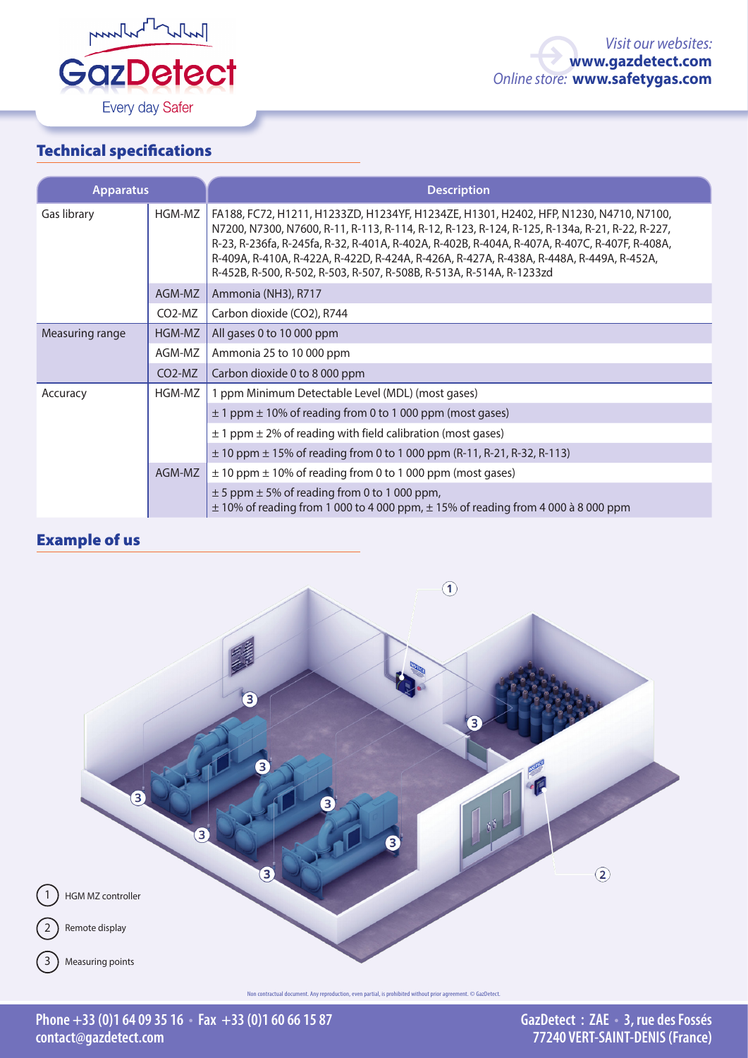## Technical specifications

| Apparatus | | Description |
|---|---|---|
| Gas library | HGM-MZ | FA188, FC72, H1211, H1233ZD, H1234YF, H1234ZE, H1301, H2402, HFP, N1230, N4710, N7100, N7200, N7300, N7600, R-11, R-113, R-114, R-12, R-123, R-124, R-125, R-134a, R-21, R-22, R-227, R-23, R-236fa, R-245fa, R-32, R-401A, R-402A, R-402B, R-404A, R-407A, R-407C, R-407F, R-408A, R-409A, R-410A, R-422A, R-422D, R-424A, R-426A, R-427A, R-438A, R-448A, R-449A, R-452A, R-452B, R-500, R-502, R-503, R-507, R-508B, R-513A, R-514A, R-1233zd |
| | AGM-MZ | Ammonia ($NH_3$), R717 |
| | CO2-MZ | Carbon dioxide ($CO_2$), R744 |
| Measuring range | HGM-MZ | All gases 0 to 10 000 ppm |
| | AGM-MZ | Ammonia 25 to 10 000 ppm |
| | CO2-MZ | Carbon dioxide 0 to 8 000 ppm |
| Accuracy | HGM-MZ | 1 ppm Minimum Detectable Level (MDL) (most gases) |
| | | ± 1 ppm ± 10% of reading from 0 to 1 000 ppm (most gases) |
| | | ± 1 ppm ± 2% of reading with field calibration (most gases) |
| | | ± 10 ppm ± 15% of reading from 0 to 1 000 ppm (R-11, R-21, R-32, R-113) |
| | AGM-MZ | ± 10 ppm ± 10% of reading from 0 to 1 000 ppm (most gases) |
| | | ± 5 ppm ± 5% of reading from 0 to 1 000 ppm, ± 10% of reading from 1 000 to 4 000 ppm, ± 15% of reading from 4 000 à 8 000 ppm |

## Example of us

1 HGM MZ controller

2 Remote display

3 Measuring points

Non contractual document. Any reproduction, even partial, is prohibited without prior agreement. © GazDetect.